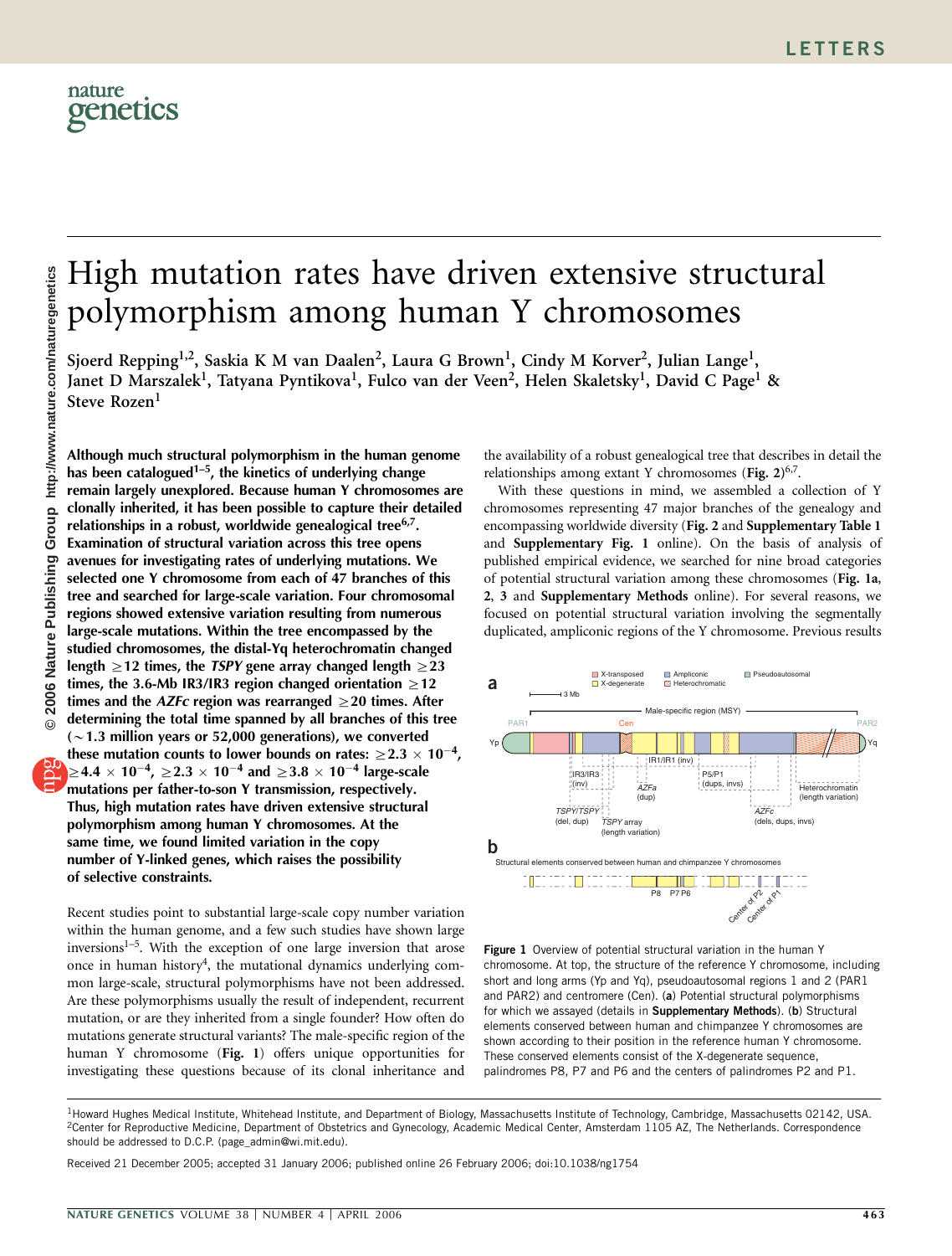# High mutation rates have driven extensive structural polymorphism among human Y chromosomes

Sjoerd Repping[1,2], Saskia K M van Daalen[2], Laura G Brown[1], Cindy M Korver[2], Julian Lange[1], Janet D Marszalek[1], Tatyana Pyntikova[1], Fulco van der Veen[2], Helen Skaletsky[1], David C Page[1] & Steve Rozen[1]

**Although much structural polymorphism in the human genome has been catalogued[1–5], the kinetics of underlying change remain largely unexplored. Because human Y chromosomes are clonally inherited, it has been possible to capture their detailed relationships in a robust, worldwide genealogical tree[6,7]. Examination of structural variation across this tree opens avenues for investigating rates of underlying mutations. We selected one Y chromosome from each of 47 branches of this tree and searched for large-scale variation. Four chromosomal regions showed extensive variation resulting from numerous large-scale mutations. Within the tree encompassed by the studied chromosomes, the distal-Yq heterochromatin changed length ≥12 times, the *TSPY* gene array changed length ≥23 times, the 3.6-Mb IR3/IR3 region changed orientation ≥12 times and the *AZFc* region was rearranged ≥20 times. After determining the total time spanned by all branches of this tree (~1.3 million years or 52,000 generations), we converted these mutation counts to lower bounds on rates: ≥$2.3 \times 10^{-4}$, ≥$4.4 \times 10^{-4}$, ≥$2.3 \times 10^{-4}$ and ≥$3.8 \times 10^{-4}$ large-scale mutations per father-to-son Y transmission, respectively. Thus, high mutation rates have driven extensive structural polymorphism among human Y chromosomes. At the same time, we found limited variation in the copy number of Y-linked genes, which raises the possibility of selective constraints.**

Recent studies point to substantial large-scale copy number variation within the human genome, and a few such studies have shown large inversions[1–5]. With the exception of one large inversion that arose once in human history[4], the mutational dynamics underlying common large-scale, structural polymorphisms have not been addressed. Are these polymorphisms usually the result of independent, recurrent mutation, or are they inherited from a single founder? How often do mutations generate structural variants? The male-specific region of the human Y chromosome (**Fig. 1**) offers unique opportunities for investigating these questions because of its clonal inheritance and the availability of a robust genealogical tree that describes in detail the relationships among extant Y chromosomes (**Fig. 2**)[6,7].

With these questions in mind, we assembled a collection of Y chromosomes representing 47 major branches of the genealogy and encompassing worldwide diversity (**Fig. 2** and **Supplementary Table 1** and **Supplementary Fig. 1** online). On the basis of analysis of published empirical evidence, we searched for nine broad categories of potential structural variation among these chromosomes (**Fig. 1a**, **2**, **3** and **Supplementary Methods** online). For several reasons, we focused on potential structural variation involving the segmentally duplicated, ampliconic regions of the Y chromosome. Previous results

**Figure 1** Overview of potential structural variation in the human Y chromosome. At top, the structure of the reference Y chromosome, including short and long arms (Yp and Yq), pseudoautosomal regions 1 and 2 (PAR1 and PAR2) and centromere (Cen). (**a**) Potential structural polymorphisms for which we assayed (details in **Supplementary Methods**). (**b**) Structural elements conserved between human and chimpanzee Y chromosomes are shown according to their position in the reference human Y chromosome. These conserved elements consist of the X-degenerate sequence, palindromes P8, P7 and P6 and the centers of palindromes P2 and P1.

[1]Howard Hughes Medical Institute, Whitehead Institute, and Department of Biology, Massachusetts Institute of Technology, Cambridge, Massachusetts 02142, USA. [2]Center for Reproductive Medicine, Department of Obstetrics and Gynecology, Academic Medical Center, Amsterdam 1105 AZ, The Netherlands. Correspondence should be addressed to D.C.P. (page_admin@wi.mit.edu).

Received 21 December 2005; accepted 31 January 2006; published online 26 February 2006; doi:10.1038/ng1754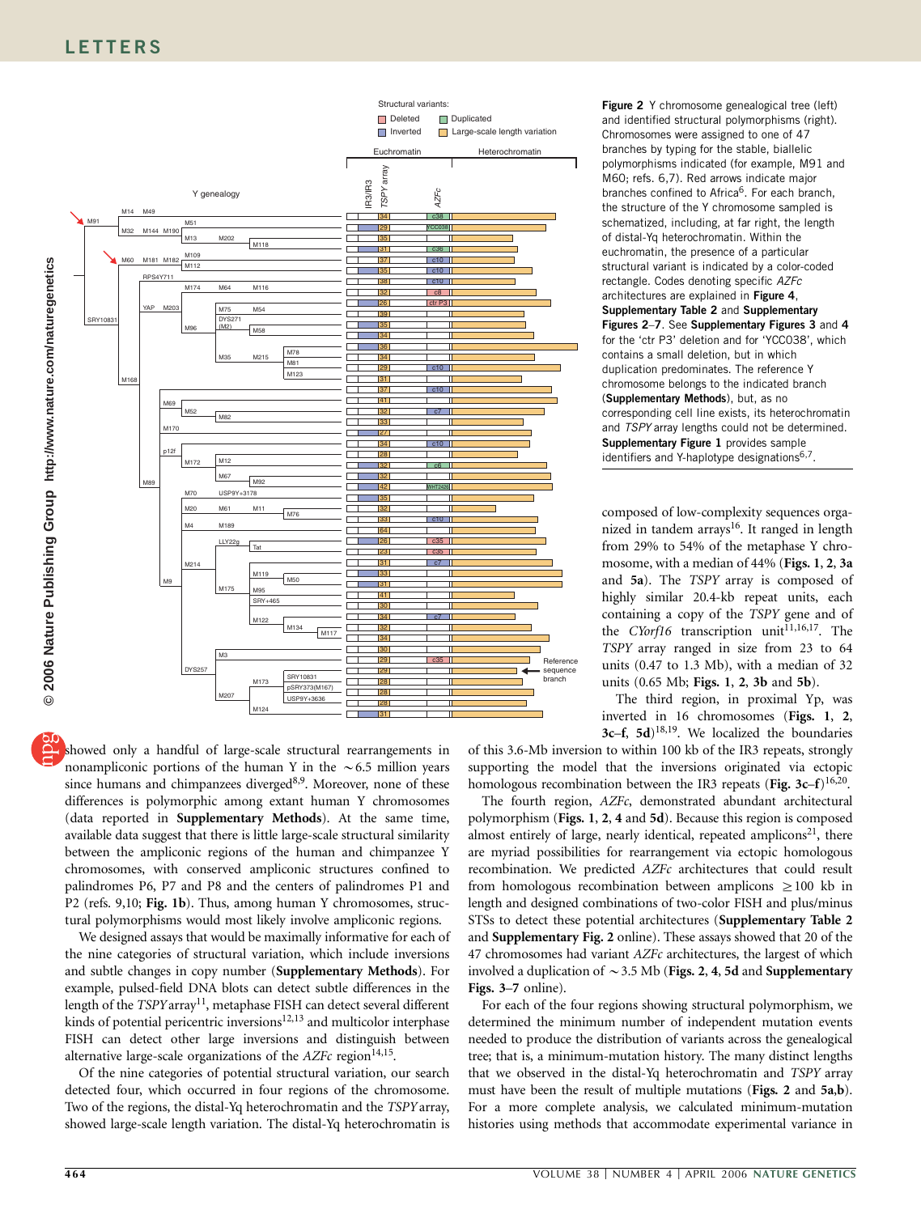**Figure 2** Y chromosome genealogical tree (left) and identified structural polymorphisms (right). Chromosomes were assigned to one of 47 branches by typing for the stable, biallelic polymorphisms indicated (for example, M91 and M60; refs. 6,7). Red arrows indicate major branches confined to Africa[6]. For each branch, the structure of the Y chromosome sampled is schematized, including, at far right, the length of distal-Yq heterochromatin. Within the euchromatin, the presence of a particular structural variant is indicated by a color-coded rectangle. Codes denoting specific *AZFc* architectures are explained in **Figure 4**, **Supplementary Table 2** and **Supplementary Figures 2–7**. See **Supplementary Figures 3** and **4** for the 'ctr P3' deletion and for 'YCC038', which contains a small deletion, but in which duplication predominates. The reference Y chromosome belongs to the indicated branch (**Supplementary Methods**), but, as no corresponding cell line exists, its heterochromatin and *TSPY* array lengths could not be determined. **Supplementary Figure 1** provides sample identifiers and Y-haplotype designations[6,7].

showed only a handful of large-scale structural rearrangements in nonampliconic portions of the human Y in the ∼6.5 million years since humans and chimpanzees diverged[8,9]. Moreover, none of these differences is polymorphic among extant human Y chromosomes (data reported in **Supplementary Methods**). At the same time, available data suggest that there is little large-scale structural similarity between the ampliconic regions of the human and chimpanzee Y chromosomes, with conserved ampliconic structures confined to palindromes P6, P7 and P8 and the centers of palindromes P1 and P2 (refs. 9,10; **Fig. 1b**). Thus, among human Y chromosomes, structural polymorphisms would most likely involve ampliconic regions.

We designed assays that would be maximally informative for each of the nine categories of structural variation, which include inversions and subtle changes in copy number (**Supplementary Methods**). For example, pulsed-field DNA blots can detect subtle differences in the length of the *TSPY* array[11], metaphase FISH can detect several different kinds of potential pericentric inversions[12,13] and multicolor interphase FISH can detect other large inversions and distinguish between alternative large-scale organizations of the *AZFc* region[14,15].

Of the nine categories of potential structural variation, our search detected four, which occurred in four regions of the chromosome. Two of the regions, the distal-Yq heterochromatin and the *TSPY* array, showed large-scale length variation. The distal-Yq heterochromatin is composed of low-complexity sequences organized in tandem arrays[16]. It ranged in length from 29% to 54% of the metaphase Y chromosome, with a median of 44% (**Figs. 1**, **2**, **3a** and **5a**). The *TSPY* array is composed of highly similar 20.4-kb repeat units, each containing a copy of the *TSPY* gene and of the *CYorf16* transcription unit[11,16,17]. The *TSPY* array ranged in size from 23 to 64 units (0.47 to 1.3 Mb), with a median of 32 units (0.65 Mb; **Figs. 1**, **2**, **3b** and **5b**).

The third region, in proximal Yp, was inverted in 16 chromosomes (**Figs. 1**, **2**, **3c–f**, **5d**)[18,19]. We localized the boundaries of this 3.6-Mb inversion to within 100 kb of the IR3 repeats, strongly supporting the model that the inversions originated via ectopic homologous recombination between the IR3 repeats (**Fig. 3c–f**)[16,20].

The fourth region, *AZFc*, demonstrated abundant architectural polymorphism (**Figs. 1**, **2**, **4** and **5d**). Because this region is composed almost entirely of large, nearly identical, repeated amplicons[21], there are myriad possibilities for rearrangement via ectopic homologous recombination. We predicted *AZFc* architectures that could result from homologous recombination between amplicons ≥100 kb in length and designed combinations of two-color FISH and plus/minus STSs to detect these potential architectures (**Supplementary Table 2** and **Supplementary Fig. 2** online). These assays showed that 20 of the 47 chromosomes had variant *AZFc* architectures, the largest of which involved a duplication of ∼3.5 Mb (**Figs. 2**, **4**, **5d** and **Supplementary Figs. 3–7** online).

For each of the four regions showing structural polymorphism, we determined the minimum number of independent mutation events needed to produce the distribution of variants across the genealogical tree; that is, a minimum-mutation history. The many distinct lengths that we observed in the distal-Yq heterochromatin and *TSPY* array must have been the result of multiple mutations (**Figs. 2** and **5a,b**). For a more complete analysis, we calculated minimum-mutation histories using methods that accommodate experimental variance in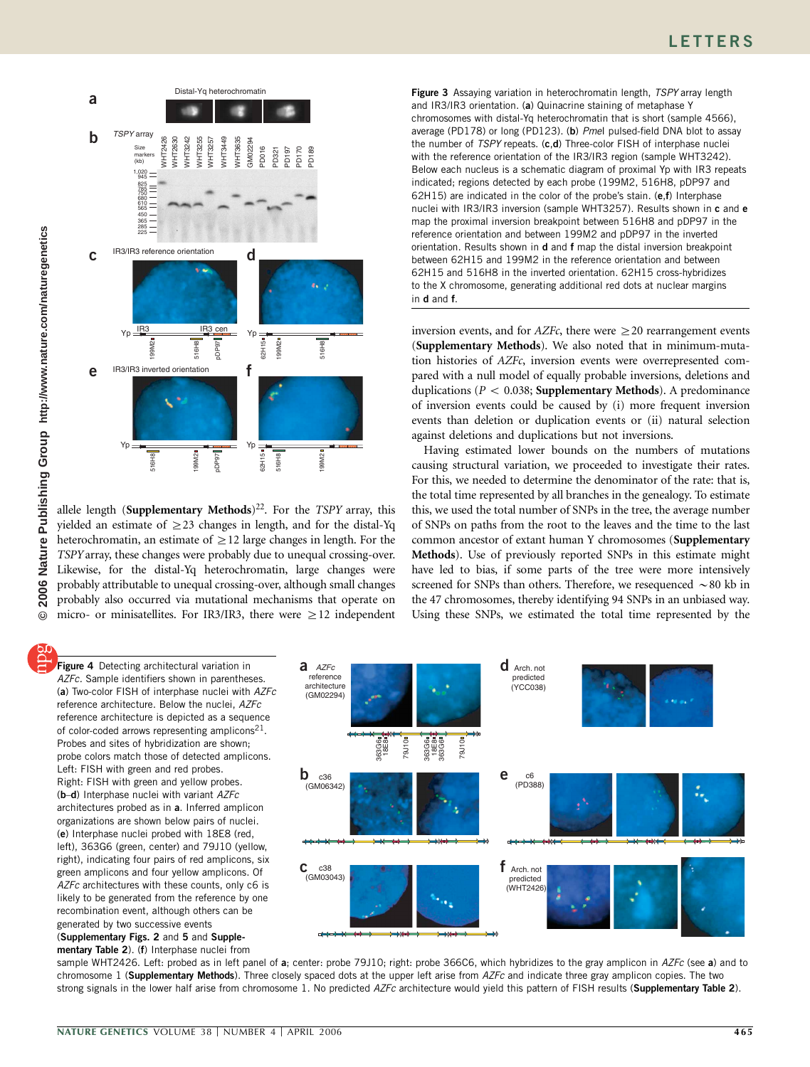allele length (**Supplementary Methods**)[22]. For the *TSPY* array, this yielded an estimate of ≥23 changes in length, and for the distal-Yq heterochromatin, an estimate of ≥12 large changes in length. For the *TSPY* array, these changes were probably due to unequal crossing-over. Likewise, for the distal-Yq heterochromatin, large changes were probably attributable to unequal crossing-over, although small changes probably also occurred via mutational mechanisms that operate on micro- or minisatellites. For IR3/IR3, there were ≥12 independent inversion events, and for *AZFc*, there were ≥20 rearrangement events (**Supplementary Methods**). We also noted that in minimum-mutation histories of *AZFc*, inversion events were overrepresented compared with a null model of equally probable inversions, deletions and duplications ($P < 0.038$; **Supplementary Methods**). A predominance of inversion events could be caused by (i) more frequent inversion events than deletion or duplication events or (ii) natural selection against deletions and duplications but not inversions.

Having estimated lower bounds on the numbers of mutations causing structural variation, we proceeded to investigate their rates. For this, we needed to determine the denominator of the rate: that is, the total time represented by all branches in the genealogy. To estimate this, we used the total number of SNPs in the tree, the average number of SNPs on paths from the root to the leaves and the time to the last common ancestor of extant human Y chromosomes (**Supplementary Methods**). Use of previously reported SNPs in this estimate might have led to bias, if some parts of the tree were more intensively screened for SNPs than others. Therefore, we resequenced ~80 kb in the 47 chromosomes, thereby identifying 94 SNPs in an unbiased way. Using these SNPs, we estimated the total time represented by the

**Figure 3** Assaying variation in heterochromatin length, *TSPY* array length and IR3/IR3 orientation. (**a**) Quinacrine staining of metaphase Y chromosomes with distal-Yq heterochromatin that is short (sample 4566), average (PD178) or long (PD123). (**b**) *Pme*I pulsed-field DNA blot to assay the number of *TSPY* repeats. (**c**,**d**) Three-color FISH of interphase nuclei with the reference orientation of the IR3/IR3 region (sample WHT3242). Below each nucleus is a schematic diagram of proximal Yp with IR3 repeats indicated; regions detected by each probe (199M2, 516H8, pDP97 and 62H15) are indicated in the color of the probe's stain. (**e**,**f**) Interphase nuclei with IR3/IR3 inversion (sample WHT3257). Results shown in **c** and **e** map the proximal inversion breakpoint between 516H8 and pDP97 in the reference orientation and between 199M2 and pDP97 in the inverted orientation. Results shown in **d** and **f** map the distal inversion breakpoint between 62H15 and 199M2 in the reference orientation and between 62H15 and 516H8 in the inverted orientation. 62H15 cross-hybridizes to the X chromosome, generating additional red dots at nuclear margins in **d** and **f**.

**Figure 4** Detecting architectural variation in *AZFc*. Sample identifiers shown in parentheses. (**a**) Two-color FISH of interphase nuclei with *AZFc* reference architecture. Below the nuclei, *AZFc* reference architecture is depicted as a sequence of color-coded arrows representing amplicons[21]. Probes and sites of hybridization are shown; probe colors match those of detected amplicons. Left: FISH with green and red probes. Right: FISH with green and yellow probes. (**b**–**d**) Interphase nuclei with variant *AZFc* architectures probed as in **a**. Inferred amplicon organizations are shown below pairs of nuclei. (**e**) Interphase nuclei probed with 18E8 (red, left), 363G6 (green, center) and 79J10 (yellow, right), indicating four pairs of red amplicons, six green amplicons and four yellow amplicons. Of *AZFc* architectures with these counts, only c6 is likely to be generated from the reference by one recombination event, although others can be generated by two successive events (**Supplementary Figs. 2** and **5** and **Supplementary Table 2**). (**f**) Interphase nuclei from sample WHT2426. Left: probed as in left panel of **a**; center: probe 79J10; right: probe 366C6, which hybridizes to the gray amplicon in *AZFc* (see **a**) and to chromosome 1 (**Supplementary Methods**). Three closely spaced dots at the upper left arise from *AZFc* and indicate three gray amplicon copies. The two strong signals in the lower half arise from chromosome 1. No predicted *AZFc* architecture would yield this pattern of FISH results (**Supplementary Table 2**).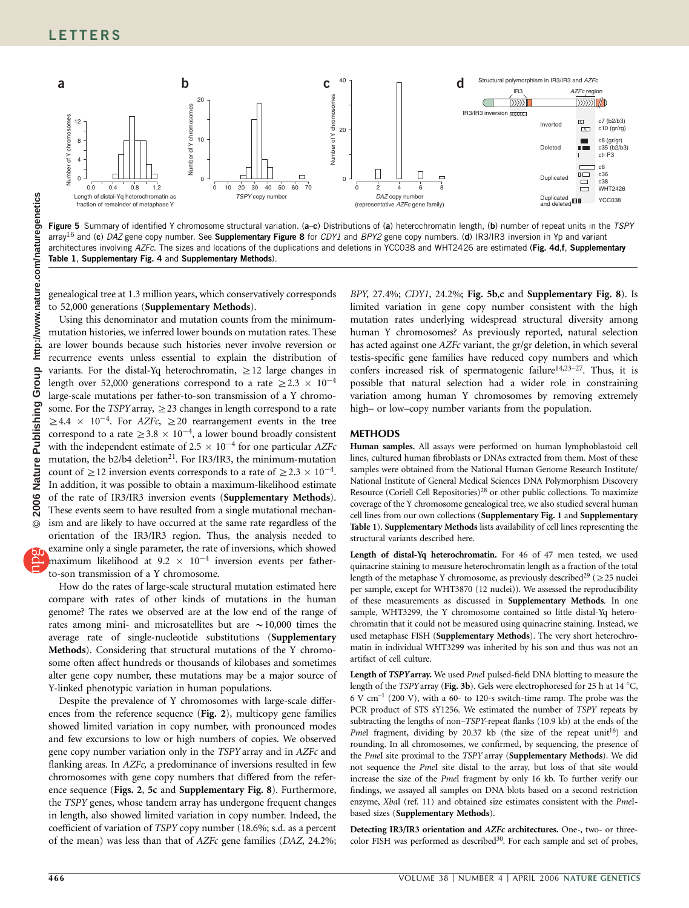Figure 5 Summary of identified Y chromosome structural variation. (**a**–**c**) Distributions of (**a**) heterochromatin length, (**b**) number of repeat units in the *TSPY* array[16] and (**c**) *DAZ* gene copy number. See **Supplementary Figure 8** for *CDY1* and *BPY2* gene copy numbers. (**d**) IR3/IR3 inversion in Yp and variant architectures involving *AZFc*. The sizes and locations of the duplications and deletions in YCC038 and WHT2426 are estimated (**Fig. 4d,f**, **Supplementary Table 1**, **Supplementary Fig. 4** and **Supplementary Methods**).

genealogical tree at 1.3 million years, which conservatively corresponds to 52,000 generations (**Supplementary Methods**).

Using this denominator and mutation counts from the minimum-mutation histories, we inferred lower bounds on mutation rates. These are lower bounds because such histories never involve reversion or recurrence events unless essential to explain the distribution of variants. For the distal-Yq heterochromatin, ≥12 large changes in length over 52,000 generations correspond to a rate $\geq 2.3 \times 10^{-4}$ large-scale mutations per father-to-son transmission of a Y chromosome. For the *TSPY* array, ≥23 changes in length correspond to a rate $\geq 4.4 \times 10^{-4}$. For *AZFc*, ≥20 rearrangement events in the tree correspond to a rate $\geq 3.8 \times 10^{-4}$, a lower bound broadly consistent with the independent estimate of $2.5 \times 10^{-4}$ for one particular *AZFc* mutation, the b2/b4 deletion[21]. For IR3/IR3, the minimum-mutation count of ≥12 inversion events corresponds to a rate of $\geq 2.3 \times 10^{-4}$. In addition, it was possible to obtain a maximum-likelihood estimate of the rate of IR3/IR3 inversion events (**Supplementary Methods**). These events seem to have resulted from a single mutational mechanism and are likely to have occurred at the same rate regardless of the orientation of the IR3/IR3 region. Thus, the analysis needed to examine only a single parameter, the rate of inversions, which showed maximum likelihood at $9.2 \times 10^{-4}$ inversion events per father-to-son transmission of a Y chromosome.

How do the rates of large-scale structural mutation estimated here compare with rates of other kinds of mutations in the human genome? The rates we observed are at the low end of the range of rates among mini- and microsatellites but are ~10,000 times the average rate of single-nucleotide substitutions (**Supplementary Methods**). Considering that structural mutations of the Y chromosome often affect hundreds or thousands of kilobases and sometimes alter gene copy number, these mutations may be a major source of Y-linked phenotypic variation in human populations.

Despite the prevalence of Y chromosomes with large-scale differences from the reference sequence (**Fig. 2**), multicopy gene families showed limited variation in copy number, with pronounced modes and few excursions to low or high numbers of copies. We observed gene copy number variation only in the *TSPY* array and in *AZFc* and flanking areas. In *AZFc*, a predominance of inversions resulted in few chromosomes with gene copy numbers that differed from the reference sequence (**Figs. 2**, **5c** and **Supplementary Fig. 8**). Furthermore, the *TSPY* genes, whose tandem array has undergone frequent changes in length, also showed limited variation in copy number. Indeed, the coefficient of variation of *TSPY* copy number (18.6%; s.d. as a percent of the mean) was less than that of *AZFc* gene families (*DAZ*, 24.2%; *BPY*, 27.4%; *CDY1*, 24.2%; **Fig. 5b,c** and **Supplementary Fig. 8**). Is limited variation in gene copy number consistent with the high mutation rates underlying widespread structural diversity among human Y chromosomes? As previously reported, natural selection has acted against one *AZFc* variant, the gr/gr deletion, in which several testis-specific gene families have reduced copy numbers and which confers increased risk of spermatogenic failure[14,23–27]. Thus, it is possible that natural selection had a wider role in constraining variation among human Y chromosomes by removing extremely high– or low–copy number variants from the population.

## METHODS

**Human samples.** All assays were performed on human lymphoblastoid cell lines, cultured human fibroblasts or DNAs extracted from them. Most of these samples were obtained from the National Human Genome Research Institute/National Institute of General Medical Sciences DNA Polymorphism Discovery Resource (Coriell Cell Repositories)[28] or other public collections. To maximize coverage of the Y chromosome genealogical tree, we also studied several human cell lines from our own collections (**Supplementary Fig. 1** and **Supplementary Table 1**). **Supplementary Methods** lists availability of cell lines representing the structural variants described here.

**Length of distal-Yq heterochromatin.** For 46 of 47 men tested, we used quinacrine staining to measure heterochromatin length as a fraction of the total length of the metaphase Y chromosome, as previously described[29] (≥25 nuclei per sample, except for WHT3870 (12 nuclei)). We assessed the reproducibility of these measurements as discussed in **Supplementary Methods**. In one sample, WHT3299, the Y chromosome contained so little distal-Yq heterochromatin that it could not be measured using quinacrine staining. Instead, we used metaphase FISH (**Supplementary Methods**). The very short heterochromatin in individual WHT3299 was inherited by his son and thus was not an artifact of cell culture.

**Length of *TSPY* array.** We used *Pme*I pulsed-field DNA blotting to measure the length of the *TSPY* array (**Fig. 3b**). Gels were electrophoresed for 25 h at 14 °C, 6 V cm$^{-1}$ (200 V), with a 60- to 120-s switch-time ramp. The probe was the PCR product of STS sY1256. We estimated the number of *TSPY* repeats by subtracting the lengths of non–*TSPY*-repeat flanks (10.9 kb) at the ends of the *Pme*I fragment, dividing by 20.37 kb (the size of the repeat unit[16]) and rounding. In all chromosomes, we confirmed, by sequencing, the presence of the *Pme*I site proximal to the *TSPY* array (**Supplementary Methods**). We did not sequence the *Pme*I site distal to the array, but loss of that site would increase the size of the *Pme*I fragment by only 16 kb. To further verify our findings, we assayed all samples on DNA blots based on a second restriction enzyme, *Xba*I (ref. 11) and obtained size estimates consistent with the *Pme*I-based sizes (**Supplementary Methods**).

**Detecting IR3/IR3 orientation and *AZFc* architectures.** One-, two- or three-color FISH was performed as described[30]. For each sample and set of probes,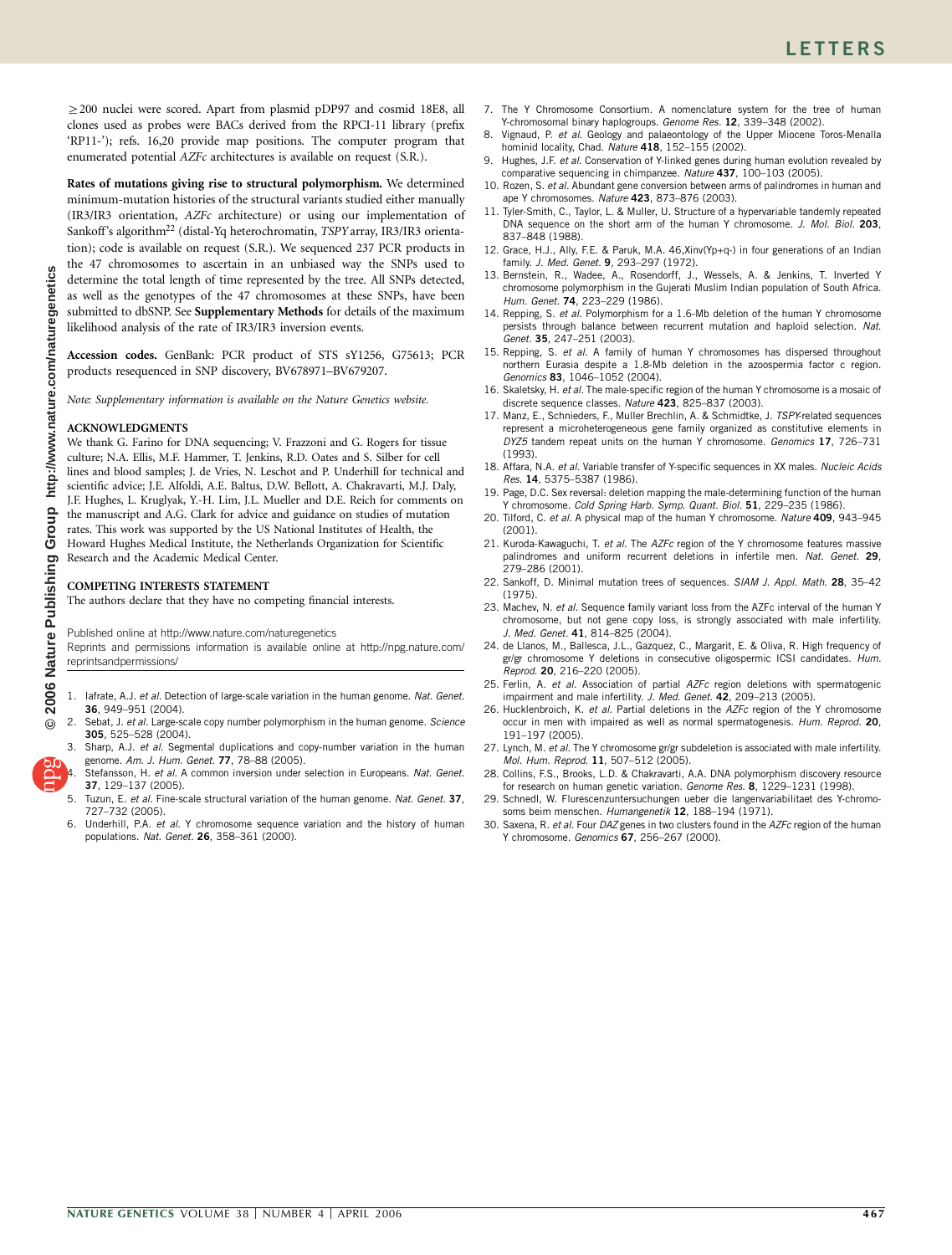≥200 nuclei were scored. Apart from plasmid pDP97 and cosmid 18E8, all clones used as probes were BACs derived from the RPCI-11 library (prefix 'RP11-'); refs. 16,20 provide map positions. The computer program that enumerated potential *AZFc* architectures is available on request (S.R.).

**Rates of mutations giving rise to structural polymorphism.** We determined minimum-mutation histories of the structural variants studied either manually (IR3/IR3 orientation, *AZFc* architecture) or using our implementation of Sankoff's algorithm[22] (distal-Yq heterochromatin, *TSPY* array, IR3/IR3 orientation); code is available on request (S.R.). We sequenced 237 PCR products in the 47 chromosomes to ascertain in an unbiased way the SNPs used to determine the total length of time represented by the tree. All SNPs detected, as well as the genotypes of the 47 chromosomes at these SNPs, have been submitted to dbSNP. See **Supplementary Methods** for details of the maximum likelihood analysis of the rate of IR3/IR3 inversion events.

**Accession codes.** GenBank: PCR product of STS sY1256, G75613; PCR products resequenced in SNP discovery, BV678971–BV679207.

*Note: Supplementary information is available on the Nature Genetics website.*

### ACKNOWLEDGMENTS

We thank G. Farino for DNA sequencing; V. Frazzoni and G. Rogers for tissue culture; N.A. Ellis, M.F. Hammer, T. Jenkins, R.D. Oates and S. Silber for cell lines and blood samples; J. de Vries, N. Leschot and P. Underhill for technical and scientific advice; J.E. Alfoldi, A.E. Baltus, D.W. Bellott, A. Chakravarti, M.J. Daly, J.F. Hughes, L. Kruglyak, Y.-H. Lim, J.L. Mueller and D.E. Reich for comments on the manuscript and A.G. Clark for advice and guidance on studies of mutation rates. This work was supported by the US National Institutes of Health, the Howard Hughes Medical Institute, the Netherlands Organization for Scientific Research and the Academic Medical Center.

### COMPETING INTERESTS STATEMENT

The authors declare that they have no competing financial interests.

Published online at http://www.nature.com/naturegenetics
Reprints and permissions information is available online at http://npg.nature.com/reprintsandpermissions/

1. Iafrate, A.J. *et al.* Detection of large-scale variation in the human genome. *Nat. Genet.* **36**, 949–951 (2004).
2. Sebat, J. *et al.* Large-scale copy number polymorphism in the human genome. *Science* **305**, 525–528 (2004).
3. Sharp, A.J. *et al.* Segmental duplications and copy-number variation in the human genome. *Am. J. Hum. Genet.* **77**, 78–88 (2005).
4. Stefansson, H. *et al.* A common inversion under selection in Europeans. *Nat. Genet.* **37**, 129–137 (2005).
5. Tuzun, E. *et al.* Fine-scale structural variation of the human genome. *Nat. Genet.* **37**, 727–732 (2005).
6. Underhill, P.A. *et al.* Y chromosome sequence variation and the history of human populations. *Nat. Genet.* **26**, 358–361 (2000).
7. The Y Chromosome Consortium. A nomenclature system for the tree of human Y-chromosomal binary haplogroups. *Genome Res.* **12**, 339–348 (2002).
8. Vignaud, P. *et al.* Geology and palaeontology of the Upper Miocene Toros-Menalla hominid locality, Chad. *Nature* **418**, 152–155 (2002).
9. Hughes, J.F. *et al.* Conservation of Y-linked genes during human evolution revealed by comparative sequencing in chimpanzee. *Nature* **437**, 100–103 (2005).
10. Rozen, S. *et al.* Abundant gene conversion between arms of palindromes in human and ape Y chromosomes. *Nature* **423**, 873–876 (2003).
11. Tyler-Smith, C., Taylor, L. & Muller, U. Structure of a hypervariable tandemly repeated DNA sequence on the short arm of the human Y chromosome. *J. Mol. Biol.* **203**, 837–848 (1988).
12. Grace, H.J., Ally, F.E. & Paruk, M.A. 46,Xinv(Yp+q-) in four generations of an Indian family. *J. Med. Genet.* **9**, 293–297 (1972).
13. Bernstein, R., Wadee, A., Rosendorff, J., Wessels, A. & Jenkins, T. Inverted Y chromosome polymorphism in the Gujerati Muslim Indian population of South Africa. *Hum. Genet.* **74**, 223–229 (1986).
14. Repping, S. *et al.* Polymorphism for a 1.6-Mb deletion of the human Y chromosome persists through balance between recurrent mutation and haploid selection. *Nat. Genet.* **35**, 247–251 (2003).
15. Repping, S. *et al.* A family of human Y chromosomes has dispersed throughout northern Eurasia despite a 1.8-Mb deletion in the azoospermia factor c region. *Genomics* **83**, 1046–1052 (2004).
16. Skaletsky, H. *et al.* The male-specific region of the human Y chromosome is a mosaic of discrete sequence classes. *Nature* **423**, 825–837 (2003).
17. Manz, E., Schnieders, F., Muller Brechlin, A. & Schmidtke, J. *TSPY*-related sequences represent a microheterogeneous gene family organized as constitutive elements in *DYZ5* tandem repeat units on the human Y chromosome. *Genomics* **17**, 726–731 (1993).
18. Affara, N.A. *et al.* Variable transfer of Y-specific sequences in XX males. *Nucleic Acids Res.* **14**, 5375–5387 (1986).
19. Page, D.C. Sex reversal: deletion mapping the male-determining function of the human Y chromosome. *Cold Spring Harb. Symp. Quant. Biol.* **51**, 229–235 (1986).
20. Tilford, C. *et al.* A physical map of the human Y chromosome. *Nature* **409**, 943–945 (2001).
21. Kuroda-Kawaguchi, T. *et al.* The *AZFc* region of the Y chromosome features massive palindromes and uniform recurrent deletions in infertile men. *Nat. Genet.* **29**, 279–286 (2001).
22. Sankoff, D. Minimal mutation trees of sequences. *SIAM J. Appl. Math.* **28**, 35–42 (1975).
23. Machev, N. *et al.* Sequence family variant loss from the AZFc interval of the human Y chromosome, but not gene copy loss, is strongly associated with male infertility. *J. Med. Genet.* **41**, 814–825 (2004).
24. de Llanos, M., Ballesca, J.L., Gazquez, C., Margarit, E. & Oliva, R. High frequency of gr/gr chromosome Y deletions in consecutive oligospermic ICSI candidates. *Hum. Reprod.* **20**, 216–220 (2005).
25. Ferlin, A. *et al.* Association of partial *AZFc* region deletions with spermatogenic impairment and male infertility. *J. Med. Genet.* **42**, 209–213 (2005).
26. Hucklenbroich, K. *et al.* Partial deletions in the *AZFc* region of the Y chromosome occur in men with impaired as well as normal spermatogenesis. *Hum. Reprod.* **20**, 191–197 (2005).
27. Lynch, M. *et al.* The Y chromosome gr/gr subdeletion is associated with male infertility. *Mol. Hum. Reprod.* **11**, 507–512 (2005).
28. Collins, F.S., Brooks, L.D. & Chakravarti, A.A. DNA polymorphism discovery resource for research on human genetic variation. *Genome Res.* **8**, 1229–1231 (1998).
29. Schnedl, W. Flurescenzuntersuchungen ueber die langenvariabilitaet des Y-chromosoms beim menschen. *Humangenetik* **12**, 188–194 (1971).
30. Saxena, R. *et al.* Four *DAZ* genes in two clusters found in the *AZFc* region of the human Y chromosome. *Genomics* **67**, 256–267 (2000).